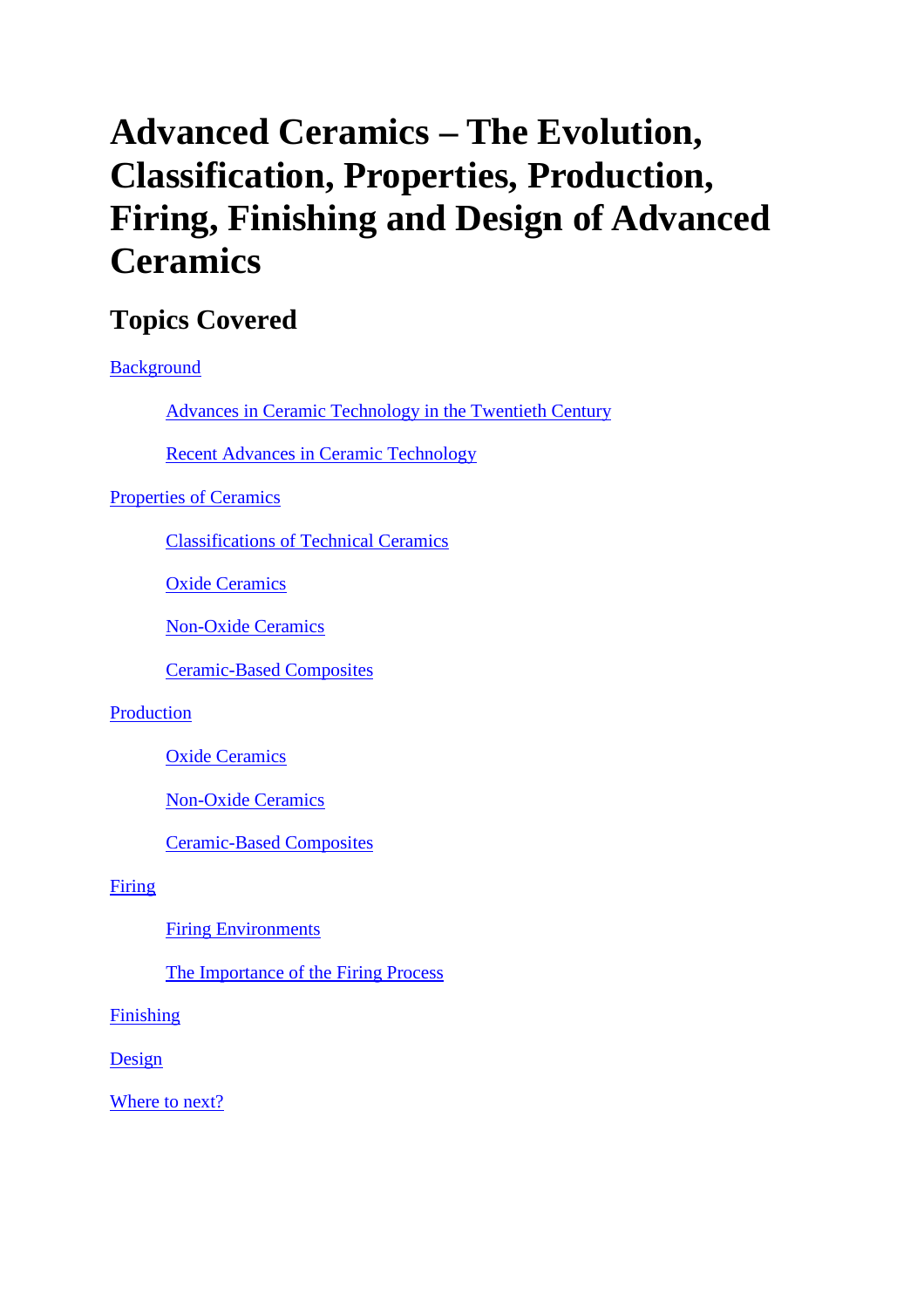# Advanced Ceramics – The Evolution, Classification, Properties, Production, Firing, Finishing and Design of Advanced Ceramics

## Topics Covered

Background

- Advances in Ceramic Technology in the Twentieth Century
- Recent Advances in Ceramic Technology

Properties of Ceramics

- Classifications of Technical Ceramics
- Oxide Ceramics
- Non-Oxide Ceramics
- Ceramic-Based Composites

Production

- Oxide Ceramics
- Non-Oxide Ceramics
- Ceramic-Based Composites

Firing

- Firing Environments
- The Importance of the Firing Process

Finishing

Design

Where to next?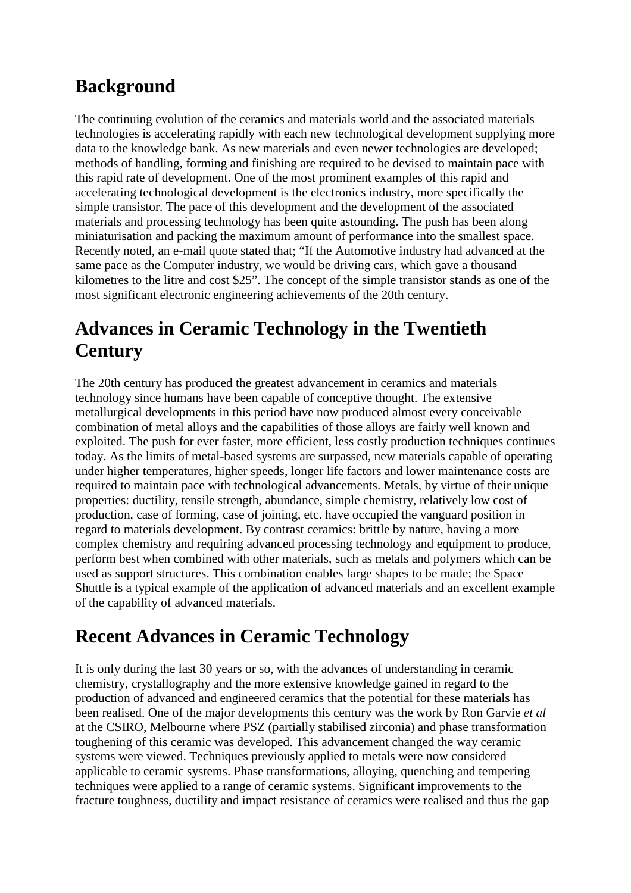## Background

The continuing evolution of the ceramics and materials world and the associated materials technologies is accelerating rapidly with each new technological development supplying more data to the knowledge bank. As new materials and even newer technologies are developed; methods of handling, forming and finishing are required to be devised to maintain pace with this rapid rate of development. One of the most prominent examples of this rapid and accelerating technological development is the electronics industry, more specifically the simple transistor. The pace of this development and the development of the associated materials and processing technology has been quite astounding. The push has been along miniaturisation and packing the maximum amount of performance into the smallest space. Recently noted, an e-mail quote stated that; "If the Automotive industry had advanced at the same pace as the Computer industry, we would be driving cars, which gave a thousand kilometres to the litre and cost $25". The concept of the simple transistor stands as one of the most significant electronic engineering achievements of the 20th century.

## Advances in Ceramic Technology in the Twentieth Century

The 20th century has produced the greatest advancement in ceramics and materials technology since humans have been capable of conceptive thought. The extensive metallurgical developments in this period have now produced almost every conceivable combination of metal alloys and the capabilities of those alloys are fairly well known and exploited. The push for ever faster, more efficient, less costly production techniques continues today. As the limits of metal-based systems are surpassed, new materials capable of operating under higher temperatures, higher speeds, longer life factors and lower maintenance costs are required to maintain pace with technological advancements. Metals, by virtue of their unique properties: ductility, tensile strength, abundance, simple chemistry, relatively low cost of production, case of forming, case of joining, etc. have occupied the vanguard position in regard to materials development. By contrast ceramics: brittle by nature, having a more complex chemistry and requiring advanced processing technology and equipment to produce, perform best when combined with other materials, such as metals and polymers which can be used as support structures. This combination enables large shapes to be made; the Space Shuttle is a typical example of the application of advanced materials and an excellent example of the capability of advanced materials.

## Recent Advances in Ceramic Technology

It is only during the last 30 years or so, with the advances of understanding in ceramic chemistry, crystallography and the more extensive knowledge gained in regard to the production of advanced and engineered ceramics that the potential for these materials has been realised. One of the major developments this century was the work by Ron Garvie *et al* at the CSIRO, Melbourne where PSZ (partially stabilised zirconia) and phase transformation toughening of this ceramic was developed. This advancement changed the way ceramic systems were viewed. Techniques previously applied to metals were now considered applicable to ceramic systems. Phase transformations, alloying, quenching and tempering techniques were applied to a range of ceramic systems. Significant improvements to the fracture toughness, ductility and impact resistance of ceramics were realised and thus the gap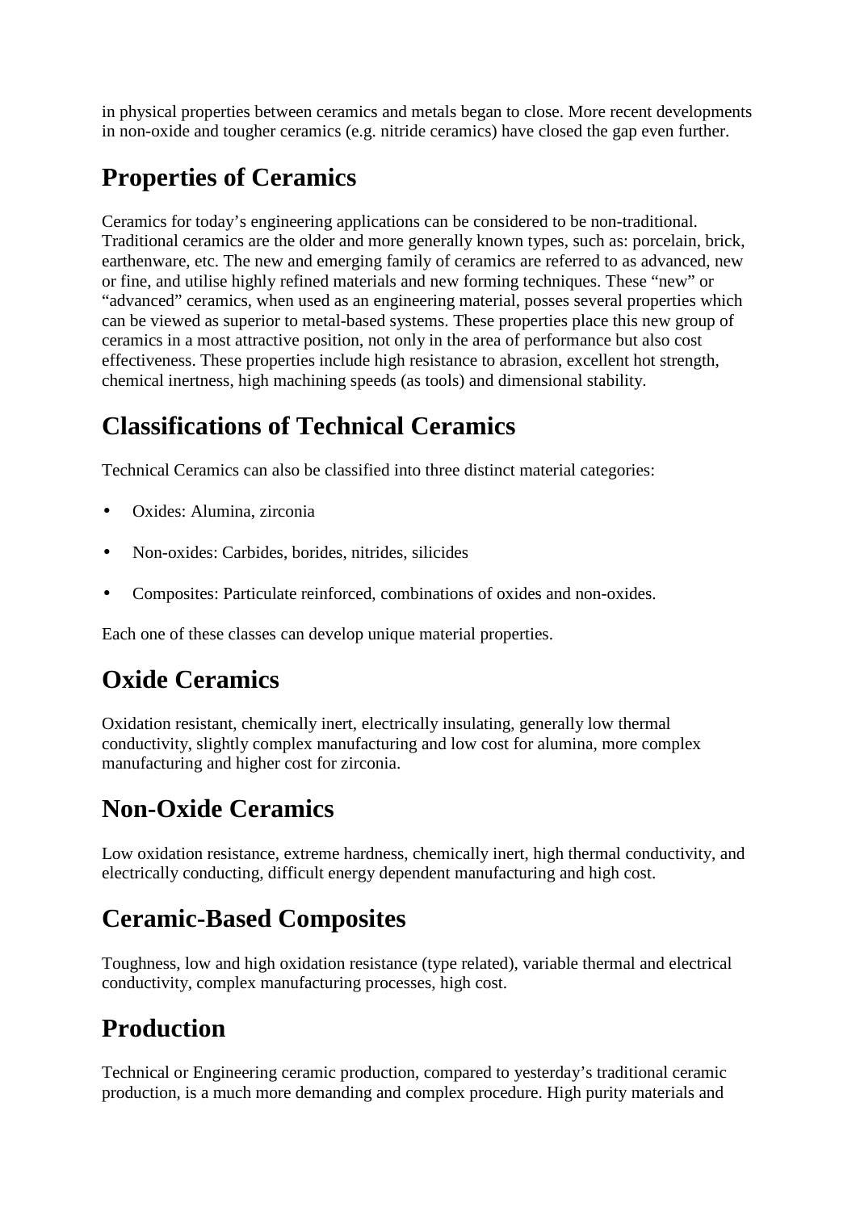in physical properties between ceramics and metals began to close. More recent developments in non-oxide and tougher ceramics (e.g. nitride ceramics) have closed the gap even further.

## Properties of Ceramics

Ceramics for today's engineering applications can be considered to be non-traditional. Traditional ceramics are the older and more generally known types, such as: porcelain, brick, earthenware, etc. The new and emerging family of ceramics are referred to as advanced, new or fine, and utilise highly refined materials and new forming techniques. These "new" or "advanced" ceramics, when used as an engineering material, posses several properties which can be viewed as superior to metal-based systems. These properties place this new group of ceramics in a most attractive position, not only in the area of performance but also cost effectiveness. These properties include high resistance to abrasion, excellent hot strength, chemical inertness, high machining speeds (as tools) and dimensional stability.

## Classifications of Technical Ceramics

Technical Ceramics can also be classified into three distinct material categories:

- Oxides: Alumina, zirconia
- Non-oxides: Carbides, borides, nitrides, silicides
- Composites: Particulate reinforced, combinations of oxides and non-oxides.

Each one of these classes can develop unique material properties.

## Oxide Ceramics

Oxidation resistant, chemically inert, electrically insulating, generally low thermal conductivity, slightly complex manufacturing and low cost for alumina, more complex manufacturing and higher cost for zirconia.

## Non-Oxide Ceramics

Low oxidation resistance, extreme hardness, chemically inert, high thermal conductivity, and electrically conducting, difficult energy dependent manufacturing and high cost.

## Ceramic-Based Composites

Toughness, low and high oxidation resistance (type related), variable thermal and electrical conductivity, complex manufacturing processes, high cost.

## Production

Technical or Engineering ceramic production, compared to yesterday's traditional ceramic production, is a much more demanding and complex procedure. High purity materials and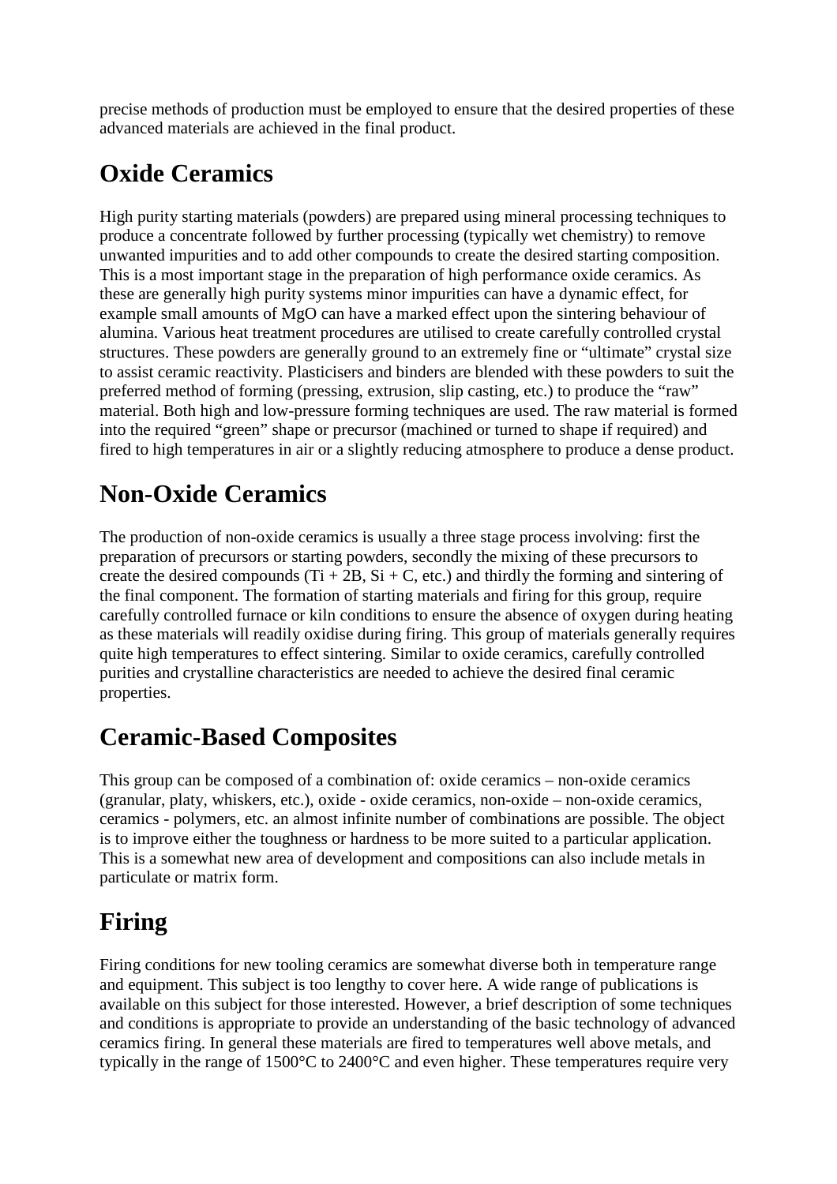precise methods of production must be employed to ensure that the desired properties of these advanced materials are achieved in the final product.

## Oxide Ceramics

High purity starting materials (powders) are prepared using mineral processing techniques to produce a concentrate followed by further processing (typically wet chemistry) to remove unwanted impurities and to add other compounds to create the desired starting composition. This is a most important stage in the preparation of high performance oxide ceramics. As these are generally high purity systems minor impurities can have a dynamic effect, for example small amounts of MgO can have a marked effect upon the sintering behaviour of alumina. Various heat treatment procedures are utilised to create carefully controlled crystal structures. These powders are generally ground to an extremely fine or "ultimate" crystal size to assist ceramic reactivity. Plasticisers and binders are blended with these powders to suit the preferred method of forming (pressing, extrusion, slip casting, etc.) to produce the "raw" material. Both high and low-pressure forming techniques are used. The raw material is formed into the required "green" shape or precursor (machined or turned to shape if required) and fired to high temperatures in air or a slightly reducing atmosphere to produce a dense product.

## Non-Oxide Ceramics

The production of non-oxide ceramics is usually a three stage process involving: first the preparation of precursors or starting powders, secondly the mixing of these precursors to create the desired compounds (Ti + 2B, Si + C, etc.) and thirdly the forming and sintering of the final component. The formation of starting materials and firing for this group, require carefully controlled furnace or kiln conditions to ensure the absence of oxygen during heating as these materials will readily oxidise during firing. This group of materials generally requires quite high temperatures to effect sintering. Similar to oxide ceramics, carefully controlled purities and crystalline characteristics are needed to achieve the desired final ceramic properties.

## Ceramic-Based Composites

This group can be composed of a combination of: oxide ceramics – non-oxide ceramics (granular, platy, whiskers, etc.), oxide - oxide ceramics, non-oxide – non-oxide ceramics, ceramics - polymers, etc. an almost infinite number of combinations are possible. The object is to improve either the toughness or hardness to be more suited to a particular application. This is a somewhat new area of development and compositions can also include metals in particulate or matrix form.

## Firing

Firing conditions for new tooling ceramics are somewhat diverse both in temperature range and equipment. This subject is too lengthy to cover here. A wide range of publications is available on this subject for those interested. However, a brief description of some techniques and conditions is appropriate to provide an understanding of the basic technology of advanced ceramics firing. In general these materials are fired to temperatures well above metals, and typically in the range of 1500°C to 2400°C and even higher. These temperatures require very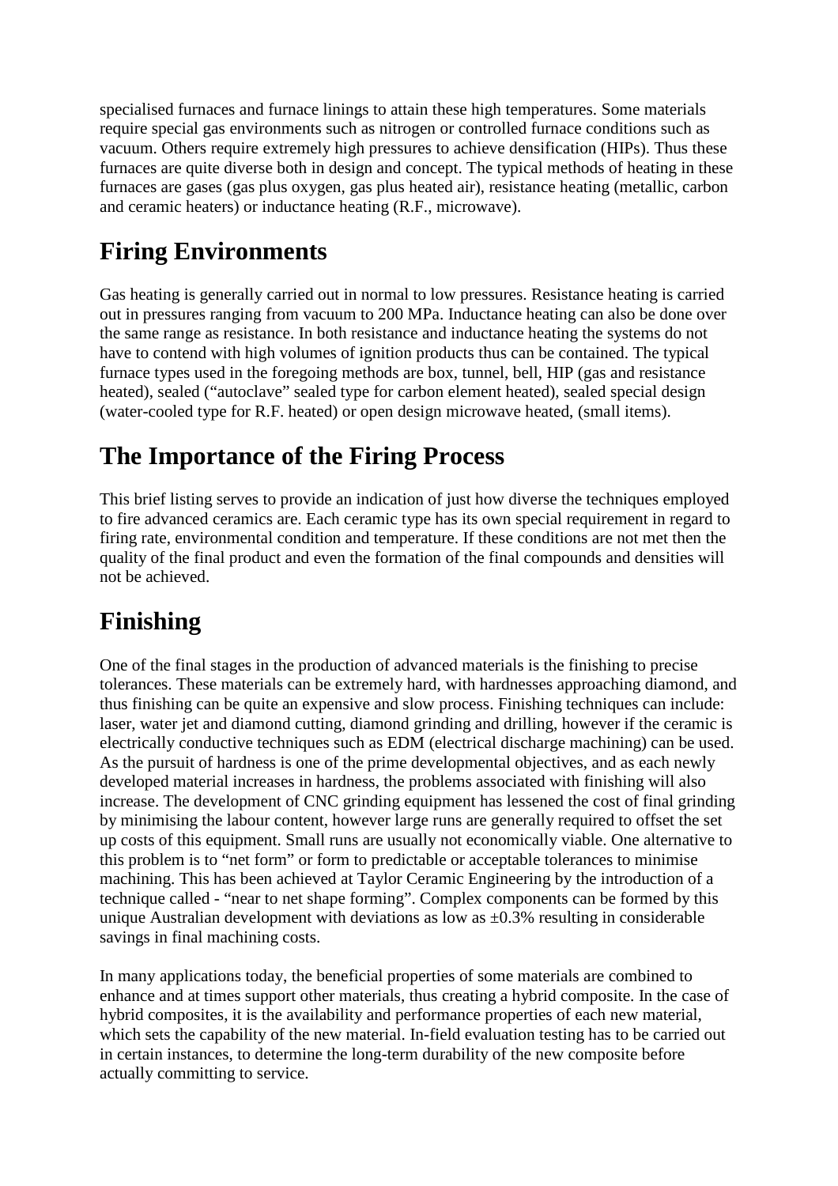specialised furnaces and furnace linings to attain these high temperatures. Some materials require special gas environments such as nitrogen or controlled furnace conditions such as vacuum. Others require extremely high pressures to achieve densification (HIPs). Thus these furnaces are quite diverse both in design and concept. The typical methods of heating in these furnaces are gases (gas plus oxygen, gas plus heated air), resistance heating (metallic, carbon and ceramic heaters) or inductance heating (R.F., microwave).

## Firing Environments

Gas heating is generally carried out in normal to low pressures. Resistance heating is carried out in pressures ranging from vacuum to 200 MPa. Inductance heating can also be done over the same range as resistance. In both resistance and inductance heating the systems do not have to contend with high volumes of ignition products thus can be contained. The typical furnace types used in the foregoing methods are box, tunnel, bell, HIP (gas and resistance heated), sealed ("autoclave" sealed type for carbon element heated), sealed special design (water-cooled type for R.F. heated) or open design microwave heated, (small items).

## The Importance of the Firing Process

This brief listing serves to provide an indication of just how diverse the techniques employed to fire advanced ceramics are. Each ceramic type has its own special requirement in regard to firing rate, environmental condition and temperature. If these conditions are not met then the quality of the final product and even the formation of the final compounds and densities will not be achieved.

## Finishing

One of the final stages in the production of advanced materials is the finishing to precise tolerances. These materials can be extremely hard, with hardnesses approaching diamond, and thus finishing can be quite an expensive and slow process. Finishing techniques can include: laser, water jet and diamond cutting, diamond grinding and drilling, however if the ceramic is electrically conductive techniques such as EDM (electrical discharge machining) can be used. As the pursuit of hardness is one of the prime developmental objectives, and as each newly developed material increases in hardness, the problems associated with finishing will also increase. The development of CNC grinding equipment has lessened the cost of final grinding by minimising the labour content, however large runs are generally required to offset the set up costs of this equipment. Small runs are usually not economically viable. One alternative to this problem is to "net form" or form to predictable or acceptable tolerances to minimise machining. This has been achieved at Taylor Ceramic Engineering by the introduction of a technique called - "near to net shape forming". Complex components can be formed by this unique Australian development with deviations as low as ±0.3% resulting in considerable savings in final machining costs.

In many applications today, the beneficial properties of some materials are combined to enhance and at times support other materials, thus creating a hybrid composite. In the case of hybrid composites, it is the availability and performance properties of each new material, which sets the capability of the new material. In-field evaluation testing has to be carried out in certain instances, to determine the long-term durability of the new composite before actually committing to service.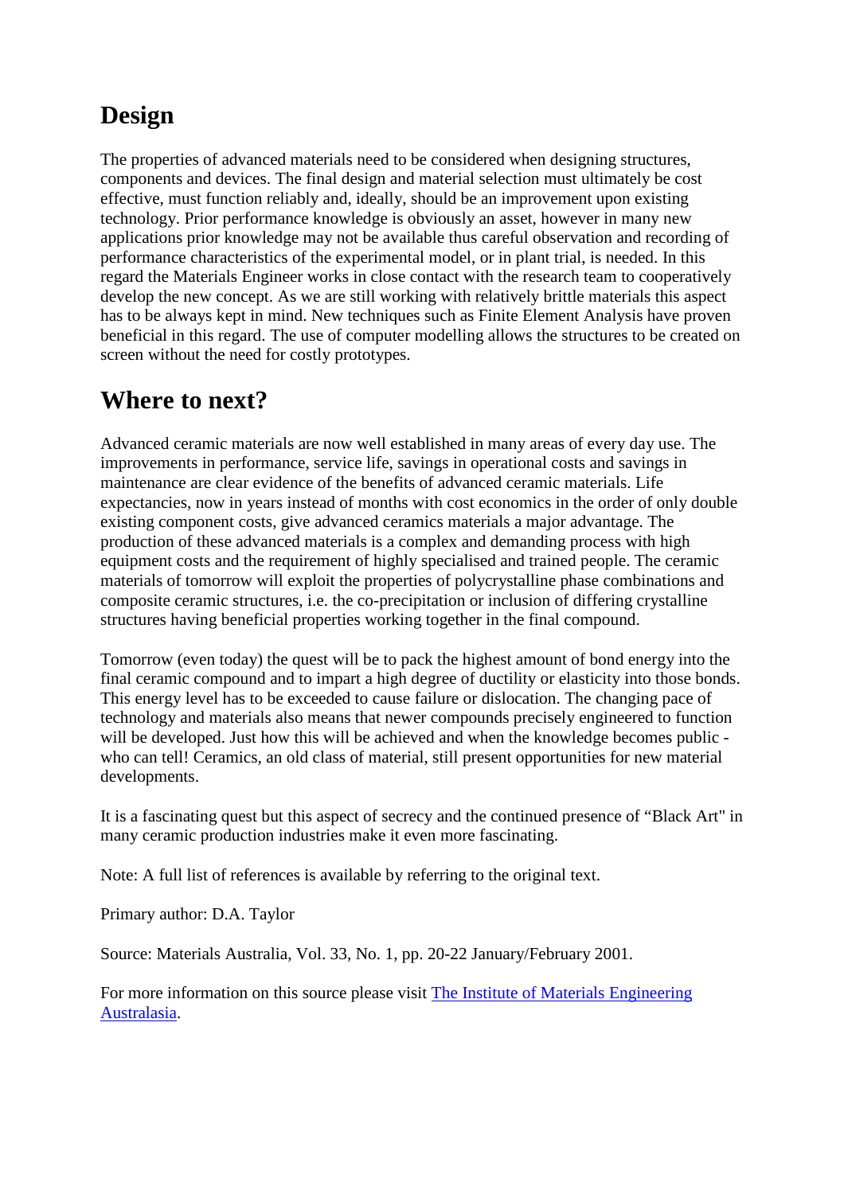## Design

The properties of advanced materials need to be considered when designing structures, components and devices. The final design and material selection must ultimately be cost effective, must function reliably and, ideally, should be an improvement upon existing technology. Prior performance knowledge is obviously an asset, however in many new applications prior knowledge may not be available thus careful observation and recording of performance characteristics of the experimental model, or in plant trial, is needed. In this regard the Materials Engineer works in close contact with the research team to cooperatively develop the new concept. As we are still working with relatively brittle materials this aspect has to be always kept in mind. New techniques such as Finite Element Analysis have proven beneficial in this regard. The use of computer modelling allows the structures to be created on screen without the need for costly prototypes.

## Where to next?

Advanced ceramic materials are now well established in many areas of every day use. The improvements in performance, service life, savings in operational costs and savings in maintenance are clear evidence of the benefits of advanced ceramic materials. Life expectancies, now in years instead of months with cost economics in the order of only double existing component costs, give advanced ceramics materials a major advantage. The production of these advanced materials is a complex and demanding process with high equipment costs and the requirement of highly specialised and trained people. The ceramic materials of tomorrow will exploit the properties of polycrystalline phase combinations and composite ceramic structures, i.e. the co-precipitation or inclusion of differing crystalline structures having beneficial properties working together in the final compound.

Tomorrow (even today) the quest will be to pack the highest amount of bond energy into the final ceramic compound and to impart a high degree of ductility or elasticity into those bonds. This energy level has to be exceeded to cause failure or dislocation. The changing pace of technology and materials also means that newer compounds precisely engineered to function will be developed. Just how this will be achieved and when the knowledge becomes public - who can tell! Ceramics, an old class of material, still present opportunities for new material developments.

It is a fascinating quest but this aspect of secrecy and the continued presence of “Black Art" in many ceramic production industries make it even more fascinating.

Note: A full list of references is available by referring to the original text.

Primary author: D.A. Taylor

Source: Materials Australia, Vol. 33, No. 1, pp. 20-22 January/February 2001.

For more information on this source please visit The Institute of Materials Engineering Australasia.